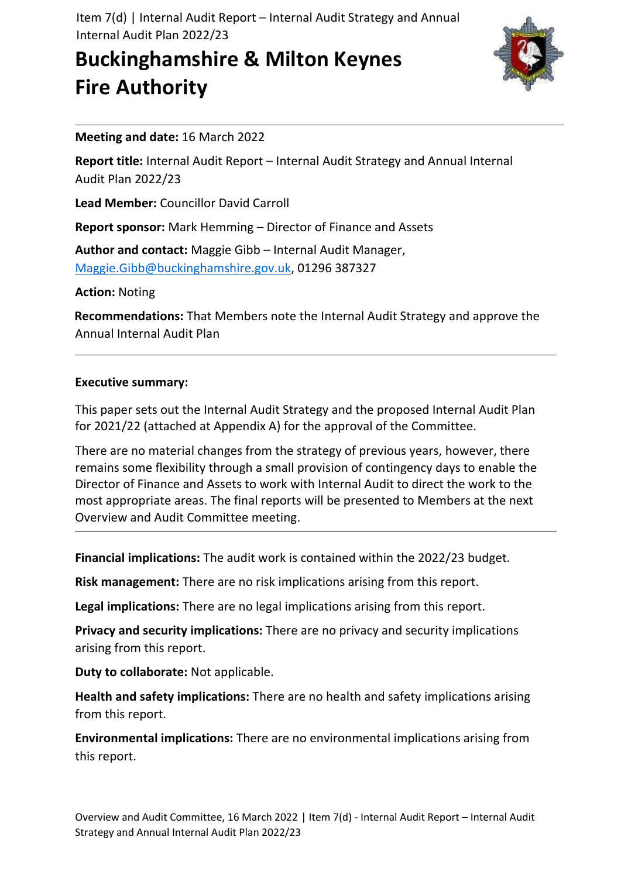# Buckinghamshire & Milton Keynes Fire Authority

**Meeting and date:** 16 March 2022

**Report title:** Internal Audit Report – Internal Audit Strategy and Annual Internal Audit Plan 2022/23

**Lead Member:** Councillor David Carroll

**Report sponsor:** Mark Hemming – Director of Finance and Assets

**Author and contact:** Maggie Gibb – Internal Audit Manager, Maggie.Gibb@buckinghamshire.gov.uk, 01296 387327

**Action:** Noting

**Recommendations:** That Members note the Internal Audit Strategy and approve the Annual Internal Audit Plan

---

**Executive summary:**

This paper sets out the Internal Audit Strategy and the proposed Internal Audit Plan for 2021/22 (attached at Appendix A) for the approval of the Committee.

There are no material changes from the strategy of previous years, however, there remains some flexibility through a small provision of contingency days to enable the Director of Finance and Assets to work with Internal Audit to direct the work to the most appropriate areas. The final reports will be presented to Members at the next Overview and Audit Committee meeting.

---

**Financial implications:** The audit work is contained within the 2022/23 budget.

**Risk management:** There are no risk implications arising from this report.

**Legal implications:** There are no legal implications arising from this report.

**Privacy and security implications:** There are no privacy and security implications arising from this report.

**Duty to collaborate:** Not applicable.

**Health and safety implications:** There are no health and safety implications arising from this report.

**Environmental implications:** There are no environmental implications arising from this report.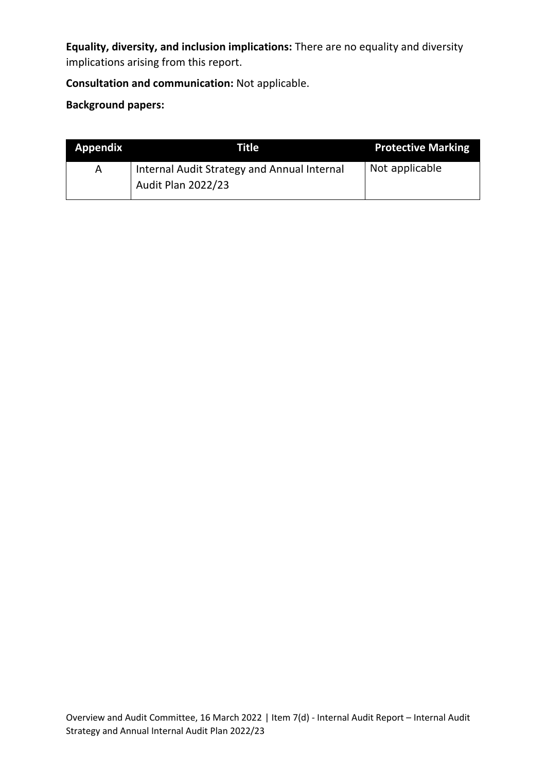**Equality, diversity, and inclusion implications:** There are no equality and diversity implications arising from this report.

**Consultation and communication:** Not applicable.

**Background papers:**

| Appendix | Title | Protective Marking |
| --- | --- | --- |
| A | Internal Audit Strategy and Annual Internal Audit Plan 2022/23 | Not applicable |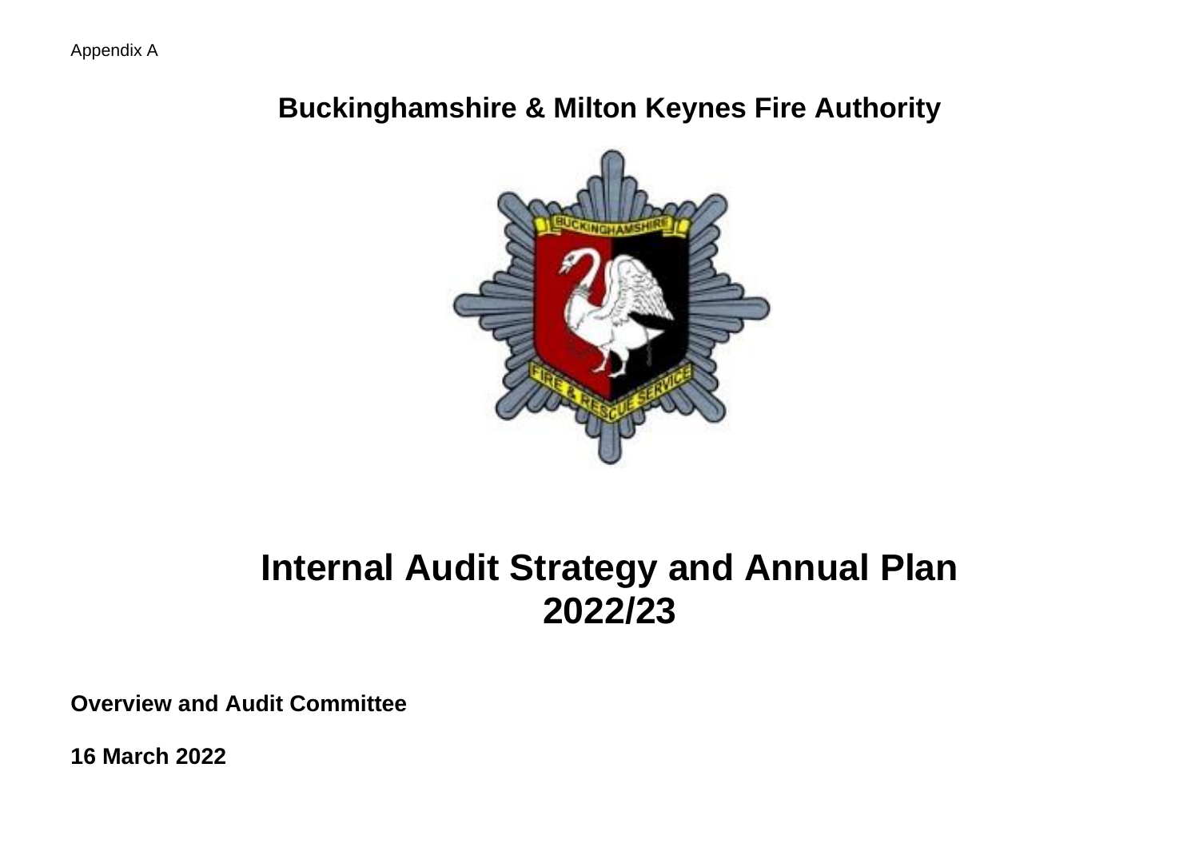Appendix A

## Buckinghamshire & Milton Keynes Fire Authority

# Internal Audit Strategy and Annual Plan 2022/23

**Overview and Audit Committee**

**16 March 2022**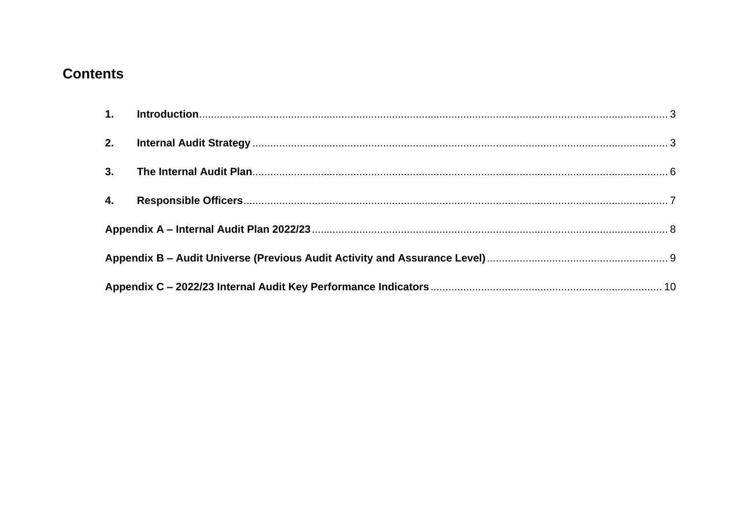## Contents

1. **Introduction** ..... 3
2. **Internal Audit Strategy** ..... 3
3. **The Internal Audit Plan** ..... 6
4. **Responsible Officers** ..... 7

**Appendix A – Internal Audit Plan 2022/23** ..... 8

**Appendix B – Audit Universe (Previous Audit Activity and Assurance Level)** ..... 9

**Appendix C – 2022/23 Internal Audit Key Performance Indicators** ..... 10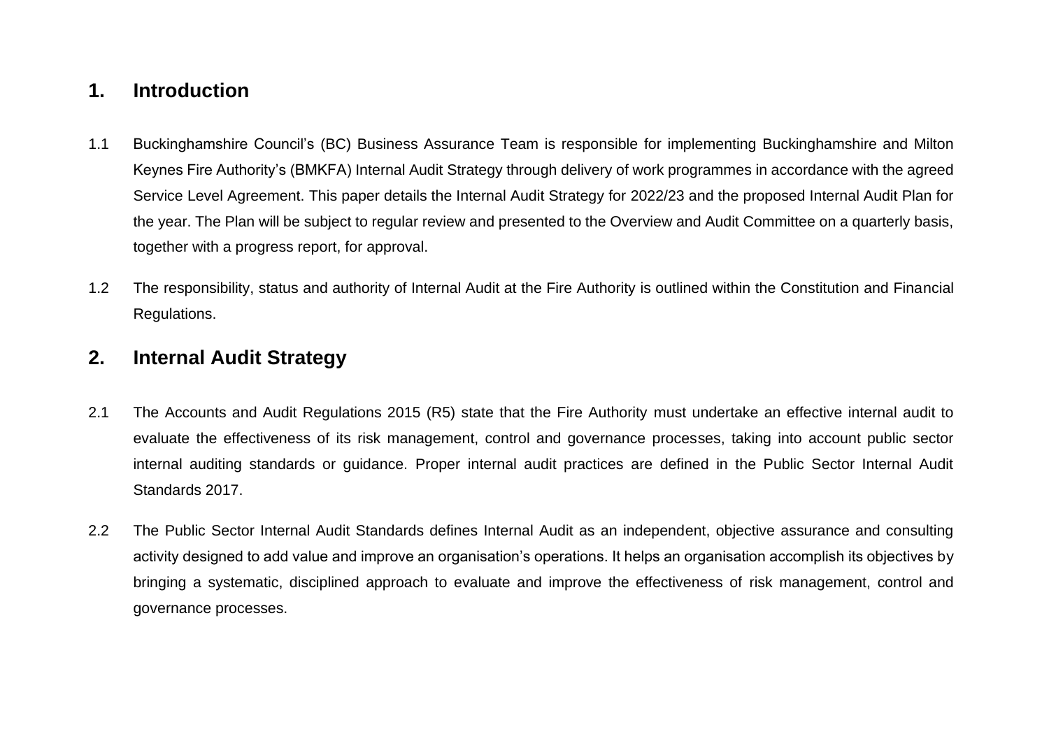## 1. Introduction

1.1 Buckinghamshire Council's (BC) Business Assurance Team is responsible for implementing Buckinghamshire and Milton Keynes Fire Authority's (BMKFA) Internal Audit Strategy through delivery of work programmes in accordance with the agreed Service Level Agreement. This paper details the Internal Audit Strategy for 2022/23 and the proposed Internal Audit Plan for the year. The Plan will be subject to regular review and presented to the Overview and Audit Committee on a quarterly basis, together with a progress report, for approval.

1.2 The responsibility, status and authority of Internal Audit at the Fire Authority is outlined within the Constitution and Financial Regulations.

## 2. Internal Audit Strategy

2.1 The Accounts and Audit Regulations 2015 (R5) state that the Fire Authority must undertake an effective internal audit to evaluate the effectiveness of its risk management, control and governance processes, taking into account public sector internal auditing standards or guidance. Proper internal audit practices are defined in the Public Sector Internal Audit Standards 2017.

2.2 The Public Sector Internal Audit Standards defines Internal Audit as an independent, objective assurance and consulting activity designed to add value and improve an organisation's operations. It helps an organisation accomplish its objectives by bringing a systematic, disciplined approach to evaluate and improve the effectiveness of risk management, control and governance processes.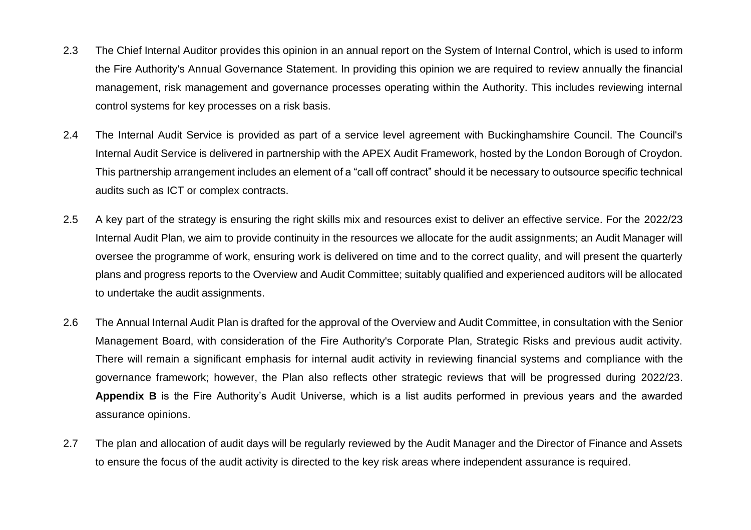2.3 The Chief Internal Auditor provides this opinion in an annual report on the System of Internal Control, which is used to inform the Fire Authority's Annual Governance Statement. In providing this opinion we are required to review annually the financial management, risk management and governance processes operating within the Authority. This includes reviewing internal control systems for key processes on a risk basis.

2.4 The Internal Audit Service is provided as part of a service level agreement with Buckinghamshire Council. The Council's Internal Audit Service is delivered in partnership with the APEX Audit Framework, hosted by the London Borough of Croydon. This partnership arrangement includes an element of a "call off contract" should it be necessary to outsource specific technical audits such as ICT or complex contracts.

2.5 A key part of the strategy is ensuring the right skills mix and resources exist to deliver an effective service. For the 2022/23 Internal Audit Plan, we aim to provide continuity in the resources we allocate for the audit assignments; an Audit Manager will oversee the programme of work, ensuring work is delivered on time and to the correct quality, and will present the quarterly plans and progress reports to the Overview and Audit Committee; suitably qualified and experienced auditors will be allocated to undertake the audit assignments.

2.6 The Annual Internal Audit Plan is drafted for the approval of the Overview and Audit Committee, in consultation with the Senior Management Board, with consideration of the Fire Authority's Corporate Plan, Strategic Risks and previous audit activity. There will remain a significant emphasis for internal audit activity in reviewing financial systems and compliance with the governance framework; however, the Plan also reflects other strategic reviews that will be progressed during 2022/23. **Appendix B** is the Fire Authority's Audit Universe, which is a list audits performed in previous years and the awarded assurance opinions.

2.7 The plan and allocation of audit days will be regularly reviewed by the Audit Manager and the Director of Finance and Assets to ensure the focus of the audit activity is directed to the key risk areas where independent assurance is required.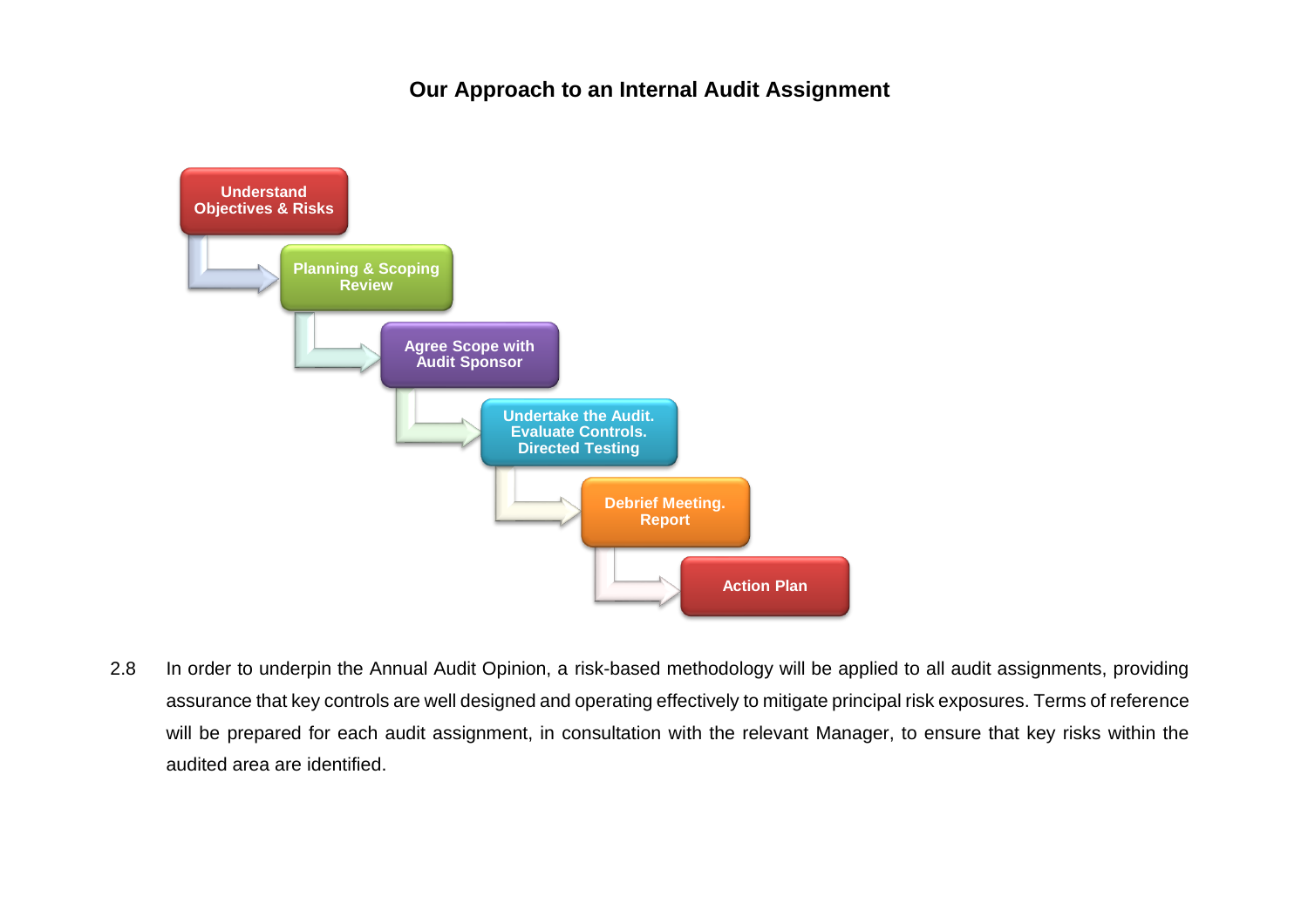## Our Approach to an Internal Audit Assignment

1. Understand Objectives & Risks
2. Planning & Scoping Review
3. Agree Scope with Audit Sponsor
4. Undertake the Audit. Evaluate Controls. Directed Testing
5. Debrief Meeting. Report
6. Action Plan

2.8 In order to underpin the Annual Audit Opinion, a risk-based methodology will be applied to all audit assignments, providing assurance that key controls are well designed and operating effectively to mitigate principal risk exposures. Terms of reference will be prepared for each audit assignment, in consultation with the relevant Manager, to ensure that key risks within the audited area are identified.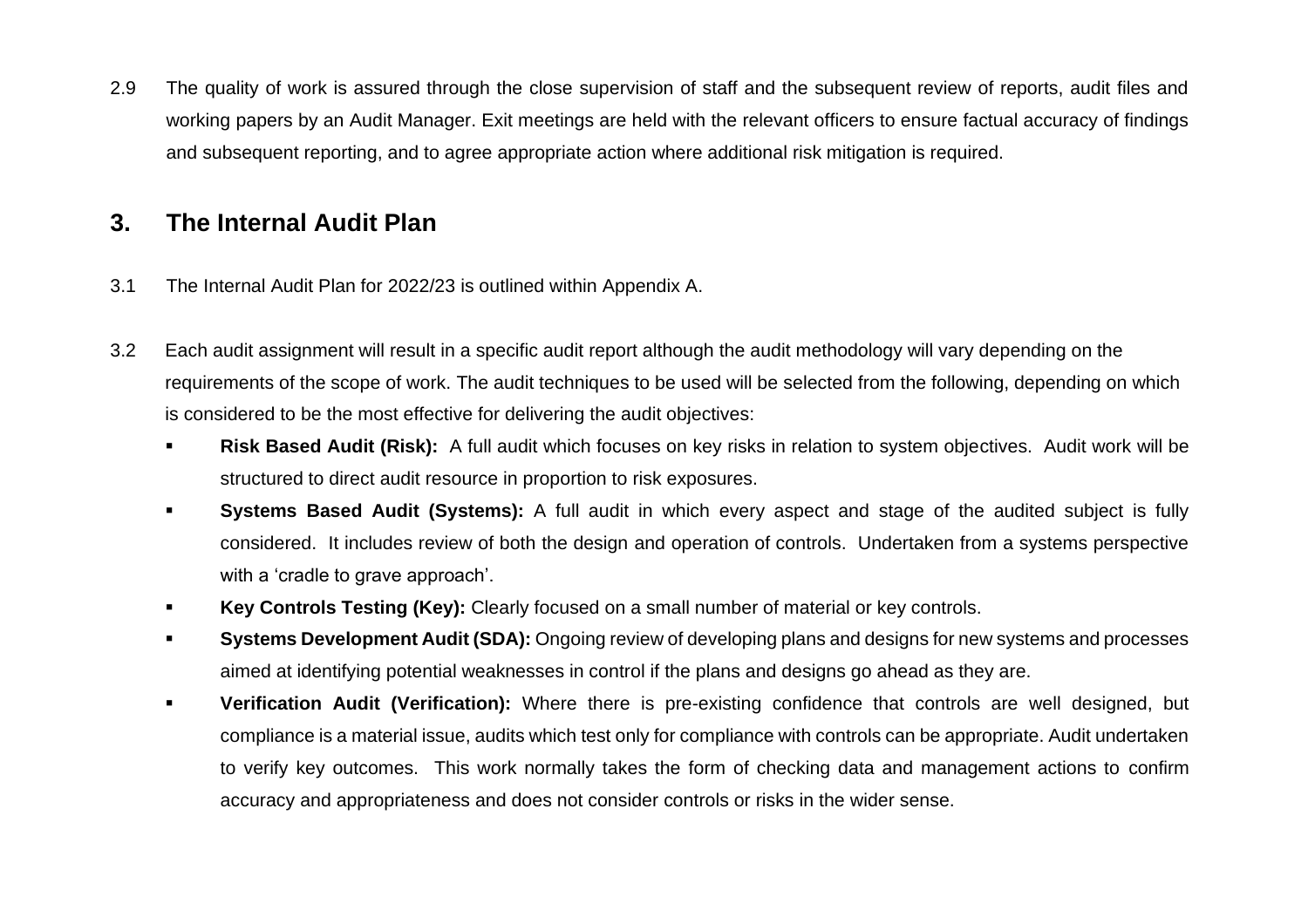2.9 The quality of work is assured through the close supervision of staff and the subsequent review of reports, audit files and working papers by an Audit Manager. Exit meetings are held with the relevant officers to ensure factual accuracy of findings and subsequent reporting, and to agree appropriate action where additional risk mitigation is required.

## 3. The Internal Audit Plan

3.1 The Internal Audit Plan for 2022/23 is outlined within Appendix A.

3.2 Each audit assignment will result in a specific audit report although the audit methodology will vary depending on the requirements of the scope of work. The audit techniques to be used will be selected from the following, depending on which is considered to be the most effective for delivering the audit objectives:

- **Risk Based Audit (Risk):** A full audit which focuses on key risks in relation to system objectives. Audit work will be structured to direct audit resource in proportion to risk exposures.
- **Systems Based Audit (Systems):** A full audit in which every aspect and stage of the audited subject is fully considered. It includes review of both the design and operation of controls. Undertaken from a systems perspective with a 'cradle to grave approach'.
- **Key Controls Testing (Key):** Clearly focused on a small number of material or key controls.
- **Systems Development Audit (SDA):** Ongoing review of developing plans and designs for new systems and processes aimed at identifying potential weaknesses in control if the plans and designs go ahead as they are.
- **Verification Audit (Verification):** Where there is pre-existing confidence that controls are well designed, but compliance is a material issue, audits which test only for compliance with controls can be appropriate. Audit undertaken to verify key outcomes. This work normally takes the form of checking data and management actions to confirm accuracy and appropriateness and does not consider controls or risks in the wider sense.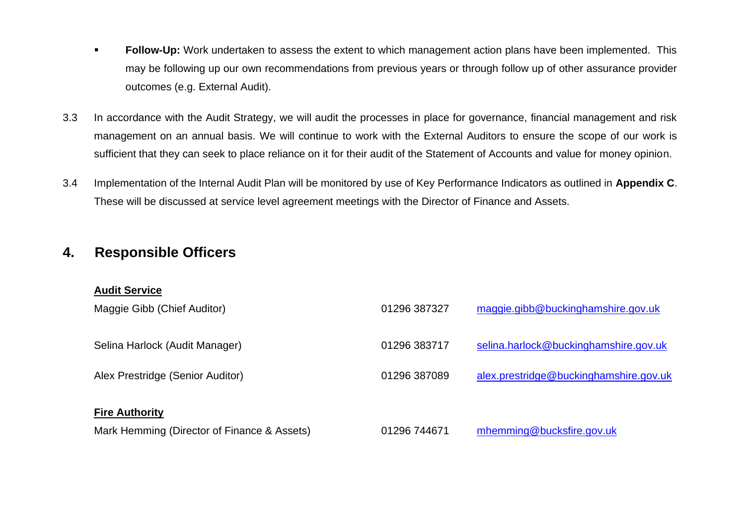- **Follow-Up:** Work undertaken to assess the extent to which management action plans have been implemented. This may be following up our own recommendations from previous years or through follow up of other assurance provider outcomes (e.g. External Audit).

3.3 In accordance with the Audit Strategy, we will audit the processes in place for governance, financial management and risk management on an annual basis. We will continue to work with the External Auditors to ensure the scope of our work is sufficient that they can seek to place reliance on it for their audit of the Statement of Accounts and value for money opinion.

3.4 Implementation of the Internal Audit Plan will be monitored by use of Key Performance Indicators as outlined in **Appendix C**. These will be discussed at service level agreement meetings with the Director of Finance and Assets.

## 4. Responsible Officers

**Audit Service**

| | | |
|---|---|---|
| Maggie Gibb (Chief Auditor) | 01296 387327 | maggie.gibb@buckinghamshire.gov.uk |
| Selina Harlock (Audit Manager) | 01296 383717 | selina.harlock@buckinghamshire.gov.uk |
| Alex Prestridge (Senior Auditor) | 01296 387089 | alex.prestridge@buckinghamshire.gov.uk |

**Fire Authority**

| | | |
|---|---|---|
| Mark Hemming (Director of Finance & Assets) | 01296 744671 | mhemming@bucksfire.gov.uk |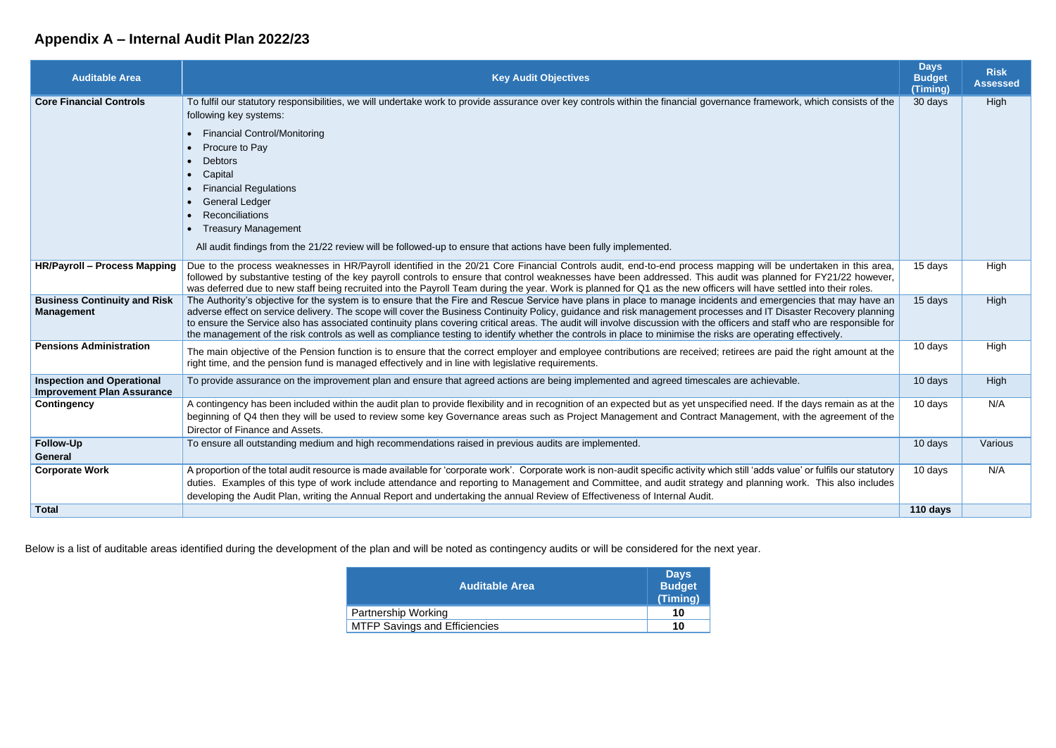## Appendix A – Internal Audit Plan 2022/23

| Auditable Area | Key Audit Objectives | Days Budget (Timing) | Risk Assessed |
|---|---|---|---|
| **Core Financial Controls** | To fulfil our statutory responsibilities, we will undertake work to provide assurance over key controls within the financial governance framework, which consists of the following key systems:<br>• Financial Control/Monitoring<br>• Procure to Pay<br>• Debtors<br>• Capital<br>• Financial Regulations<br>• General Ledger<br>• Reconciliations<br>• Treasury Management<br>All audit findings from the 21/22 review will be followed-up to ensure that actions have been fully implemented. | 30 days | High |
| **HR/Payroll – Process Mapping** | Due to the process weaknesses in HR/Payroll identified in the 20/21 Core Financial Controls audit, end-to-end process mapping will be undertaken in this area, followed by substantive testing of the key payroll controls to ensure that control weaknesses have been addressed. This audit was planned for FY21/22 however, was deferred due to new staff being recruited into the Payroll Team during the year. Work is planned for Q1 as the new officers will have settled into their roles. | 15 days | High |
| **Business Continuity and Risk Management** | The Authority's objective for the system is to ensure that the Fire and Rescue Service have plans in place to manage incidents and emergencies that may have an adverse effect on service delivery. The scope will cover the Business Continuity Policy, guidance and risk management processes and IT Disaster Recovery planning to ensure the Service also has associated continuity plans covering critical areas. The audit will involve discussion with the officers and staff who are responsible for the management of the risk controls as well as compliance testing to identify whether the controls in place to minimise the risks are operating effectively. | 15 days | High |
| **Pensions Administration** | The main objective of the Pension function is to ensure that the correct employer and employee contributions are received; retirees are paid the right amount at the right time, and the pension fund is managed effectively and in line with legislative requirements. | 10 days | High |
| **Inspection and Operational Improvement Plan Assurance** | To provide assurance on the improvement plan and ensure that agreed actions are being implemented and agreed timescales are achievable. | 10 days | High |
| **Contingency** | A contingency has been included within the audit plan to provide flexibility and in recognition of an expected but as yet unspecified need. If the days remain as at the beginning of Q4 then they will be used to review some key Governance areas such as Project Management and Contract Management, with the agreement of the Director of Finance and Assets. | 10 days | N/A |
| **Follow-Up General** | To ensure all outstanding medium and high recommendations raised in previous audits are implemented. | 10 days | Various |
| **Corporate Work** | A proportion of the total audit resource is made available for 'corporate work'. Corporate work is non-audit specific activity which still 'adds value' or fulfils our statutory duties. Examples of this type of work include attendance and reporting to Management and Committee, and audit strategy and planning work. This also includes developing the Audit Plan, writing the Annual Report and undertaking the annual Review of Effectiveness of Internal Audit. | 10 days | N/A |
| **Total** | | **110 days** | |

Below is a list of auditable areas identified during the development of the plan and will be noted as contingency audits or will be considered for the next year.

| Auditable Area | Days Budget (Timing) |
|---|---|
| Partnership Working | **10** |
| MTFP Savings and Efficiencies | **10** |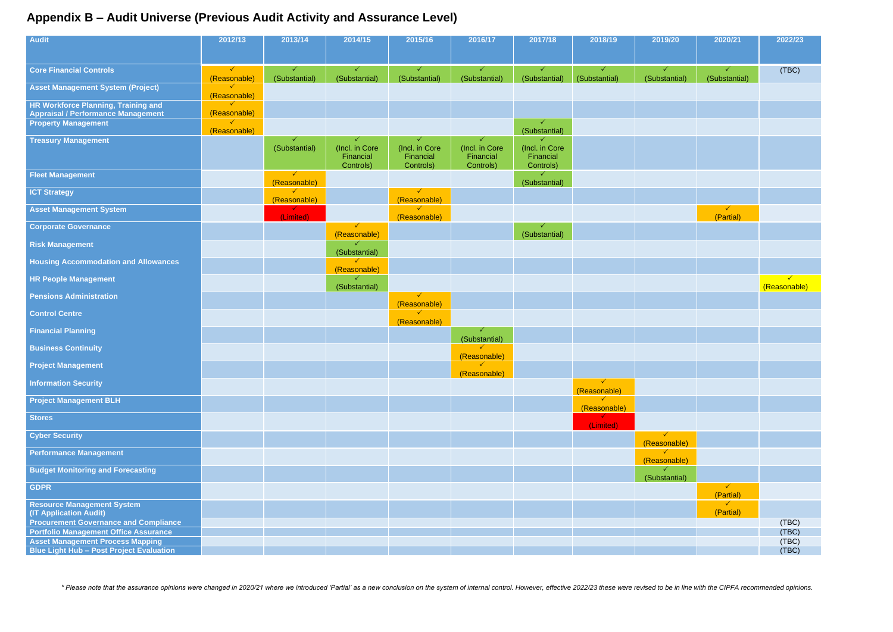## Appendix B – Audit Universe (Previous Audit Activity and Assurance Level)

| Audit | 2012/13 | 2013/14 | 2014/15 | 2015/16 | 2016/17 | 2017/18 | 2018/19 | 2019/20 | 2020/21 | 2022/23 |
|---|---|---|---|---|---|---|---|---|---|---|
| **Core Financial Controls** | ✓ (Reasonable) | ✓ (Substantial) | ✓ (Substantial) | ✓ (Substantial) | ✓ (Substantial) | ✓ (Substantial) | ✓ (Substantial) | ✓ (Substantial) | ✓ (Substantial) | (TBC) |
| **Asset Management System (Project)** | ✓ (Reasonable) | | | | | | | | | |
| **HR Workforce Planning, Training and Appraisal / Performance Management** | ✓ (Reasonable) | | | | | | | | | |
| **Property Management** | ✓ (Reasonable) | | | | | ✓ (Substantial) | | | | |
| **Treasury Management** | | ✓ (Substantial) | ✓ (Incl. in Core Financial Controls) | ✓ (Incl. in Core Financial Controls) | ✓ (Incl. in Core Financial Controls) | ✓ (Incl. in Core Financial Controls) | | | | |
| **Fleet Management** | | ✓ (Reasonable) | | | | ✓ (Substantial) | | | | |
| **ICT Strategy** | | ✓ (Reasonable) | | ✓ (Reasonable) | | | | | | |
| **Asset Management System** | | ✓ (Limited) | | ✓ (Reasonable) | | | | | ✓ (Partial) | |
| **Corporate Governance** | | | ✓ (Reasonable) | | | ✓ (Substantial) | | | | |
| **Risk Management** | | | ✓ (Substantial) | | | | | | | |
| **Housing Accommodation and Allowances** | | | ✓ (Reasonable) | | | | | | | |
| **HR People Management** | | | ✓ (Substantial) | | | | | | | ✓ (Reasonable) |
| **Pensions Administration** | | | | ✓ (Reasonable) | | | | | | |
| **Control Centre** | | | | ✓ (Reasonable) | | | | | | |
| **Financial Planning** | | | | | ✓ (Substantial) | | | | | |
| **Business Continuity** | | | | | ✓ (Reasonable) | | | | | |
| **Project Management** | | | | | ✓ (Reasonable) | | | | | |
| **Information Security** | | | | | | | ✓ (Reasonable) | | | |
| **Project Management BLH** | | | | | | | ✓ (Reasonable) | | | |
| **Stores** | | | | | | | ✓ (Limited) | | | |
| **Cyber Security** | | | | | | | | ✓ (Reasonable) | | |
| **Performance Management** | | | | | | | | ✓ (Reasonable) | | |
| **Budget Monitoring and Forecasting** | | | | | | | | ✓ (Substantial) | | |
| **GDPR** | | | | | | | | | ✓ (Partial) | |
| **Resource Management System (IT Application Audit)** | | | | | | | | | ✓ (Partial) | |
| **Procurement Governance and Compliance** | | | | | | | | | | (TBC) |
| **Portfolio Management Office Assurance** | | | | | | | | | | (TBC) |
| **Asset Management Process Mapping** | | | | | | | | | | (TBC) |
| **Blue Light Hub – Post Project Evaluation** | | | | | | | | | | (TBC) |

*\* Please note that the assurance opinions were changed in 2020/21 where we introduced 'Partial' as a new conclusion on the system of internal control. However, effective 2022/23 these were revised to be in line with the CIPFA recommended opinions.*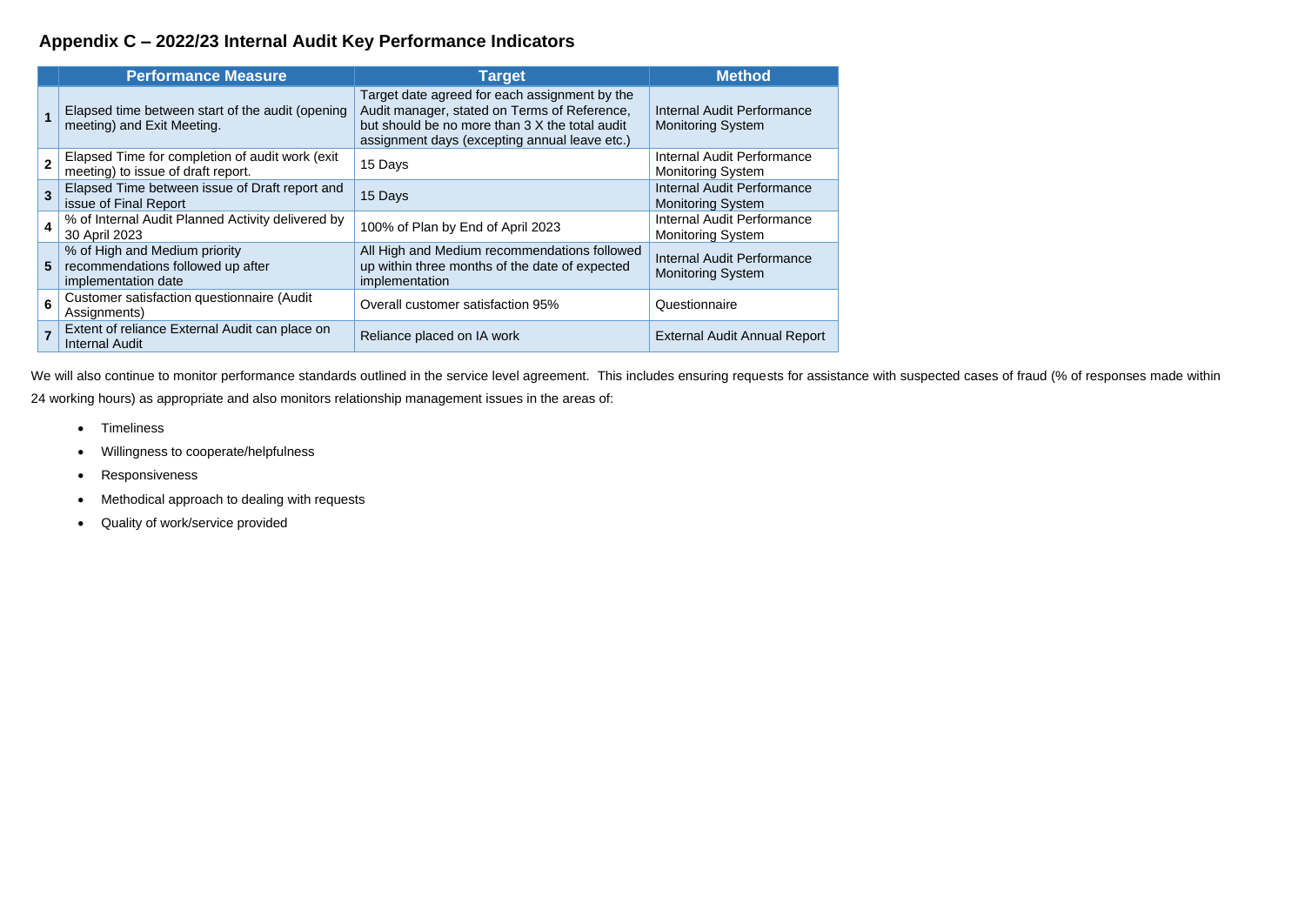## Appendix C – 2022/23 Internal Audit Key Performance Indicators

| | Performance Measure | Target | Method |
|---|---|---|---|
| 1 | Elapsed time between start of the audit (opening meeting) and Exit Meeting. | Target date agreed for each assignment by the Audit manager, stated on Terms of Reference, but should be no more than 3 X the total audit assignment days (excepting annual leave etc.) | Internal Audit Performance Monitoring System |
| 2 | Elapsed Time for completion of audit work (exit meeting) to issue of draft report. | 15 Days | Internal Audit Performance Monitoring System |
| 3 | Elapsed Time between issue of Draft report and issue of Final Report | 15 Days | Internal Audit Performance Monitoring System |
| 4 | % of Internal Audit Planned Activity delivered by 30 April 2023 | 100% of Plan by End of April 2023 | Internal Audit Performance Monitoring System |
| 5 | % of High and Medium priority recommendations followed up after implementation date | All High and Medium recommendations followed up within three months of the date of expected implementation | Internal Audit Performance Monitoring System |
| 6 | Customer satisfaction questionnaire (Audit Assignments) | Overall customer satisfaction 95% | Questionnaire |
| 7 | Extent of reliance External Audit can place on Internal Audit | Reliance placed on IA work | External Audit Annual Report |

We will also continue to monitor performance standards outlined in the service level agreement. This includes ensuring requests for assistance with suspected cases of fraud (% of responses made within 24 working hours) as appropriate and also monitors relationship management issues in the areas of:

- Timeliness
- Willingness to cooperate/helpfulness
- Responsiveness
- Methodical approach to dealing with requests
- Quality of work/service provided